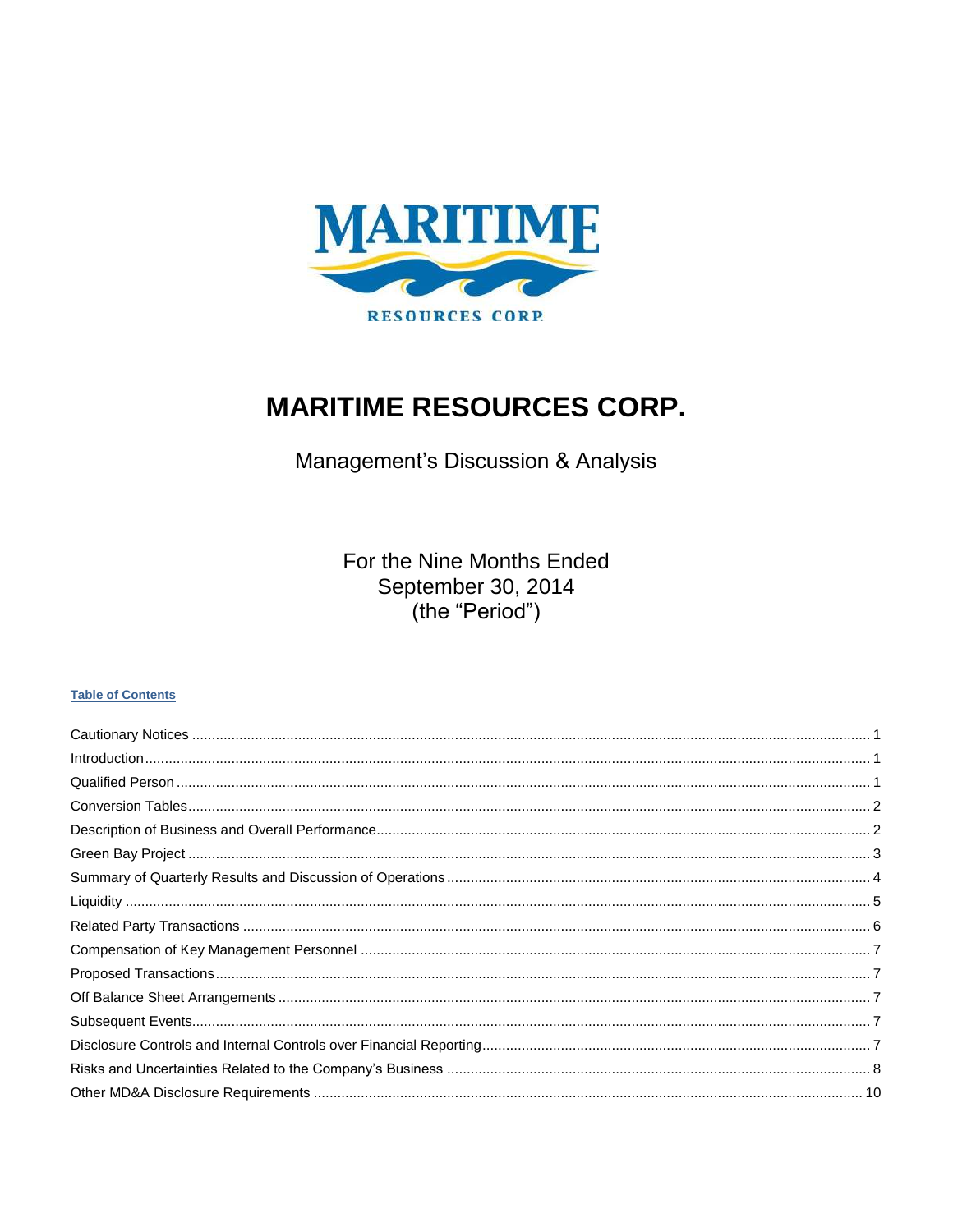# MARITIME RESOURCES CORP.

Management's Discussion & Analysis

For the Nine Months Ended
September 30, 2014
(the "Period")

**Table of Contents**

Cautionary Notices ........ 1
Introduction ........ 1
Qualified Person ........ 1
Conversion Tables ........ 2
Description of Business and Overall Performance ........ 2
Green Bay Project ........ 3
Summary of Quarterly Results and Discussion of Operations ........ 4
Liquidity ........ 5
Related Party Transactions ........ 6
Compensation of Key Management Personnel ........ 7
Proposed Transactions ........ 7
Off Balance Sheet Arrangements ........ 7
Subsequent Events ........ 7
Disclosure Controls and Internal Controls over Financial Reporting ........ 7
Risks and Uncertainties Related to the Company's Business ........ 8
Other MD&A Disclosure Requirements ........ 10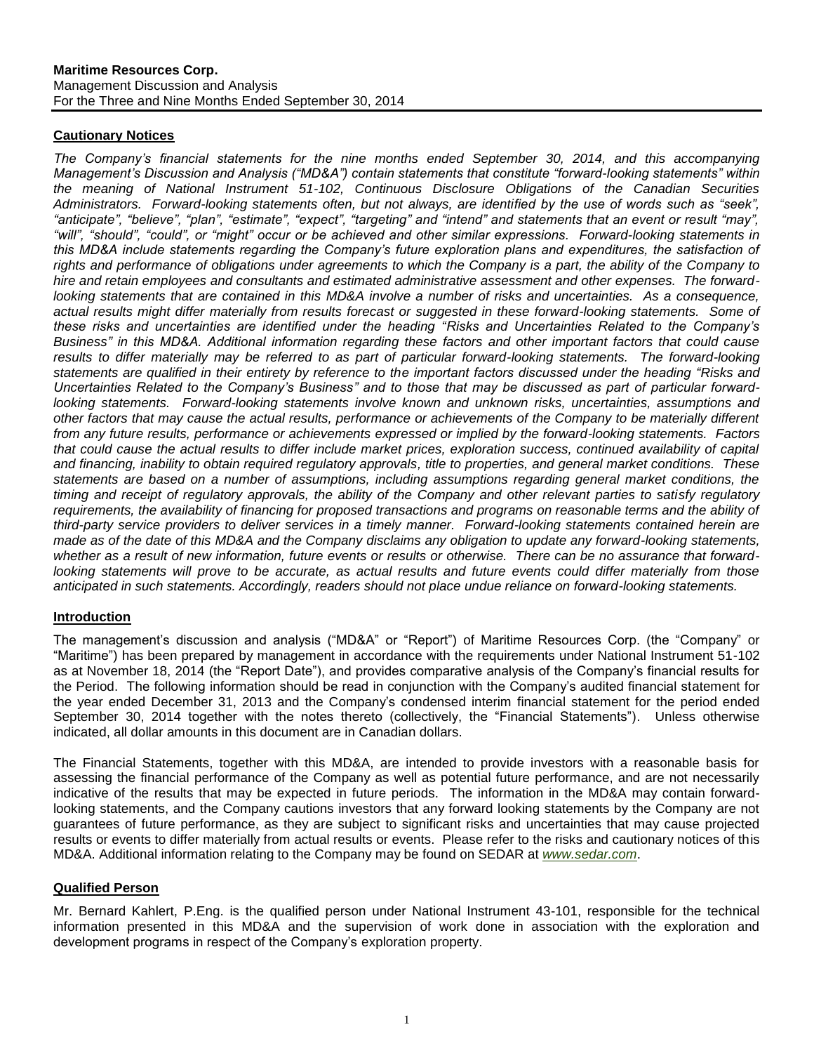## Cautionary Notices

*The Company's financial statements for the nine months ended September 30, 2014, and this accompanying Management's Discussion and Analysis ("MD&A") contain statements that constitute "forward-looking statements" within the meaning of National Instrument 51-102, Continuous Disclosure Obligations of the Canadian Securities Administrators. Forward-looking statements often, but not always, are identified by the use of words such as "seek", "anticipate", "believe", "plan", "estimate", "expect", "targeting" and "intend" and statements that an event or result "may", "will", "should", "could", or "might" occur or be achieved and other similar expressions. Forward-looking statements in this MD&A include statements regarding the Company's future exploration plans and expenditures, the satisfaction of rights and performance of obligations under agreements to which the Company is a part, the ability of the Company to hire and retain employees and consultants and estimated administrative assessment and other expenses. The forward-looking statements that are contained in this MD&A involve a number of risks and uncertainties. As a consequence, actual results might differ materially from results forecast or suggested in these forward-looking statements. Some of these risks and uncertainties are identified under the heading "Risks and Uncertainties Related to the Company's Business" in this MD&A. Additional information regarding these factors and other important factors that could cause results to differ materially may be referred to as part of particular forward-looking statements. The forward-looking statements are qualified in their entirety by reference to the important factors discussed under the heading "Risks and Uncertainties Related to the Company's Business" and to those that may be discussed as part of particular forward-looking statements. Forward-looking statements involve known and unknown risks, uncertainties, assumptions and other factors that may cause the actual results, performance or achievements of the Company to be materially different from any future results, performance or achievements expressed or implied by the forward-looking statements. Factors that could cause the actual results to differ include market prices, exploration success, continued availability of capital and financing, inability to obtain required regulatory approvals, title to properties, and general market conditions. These statements are based on a number of assumptions, including assumptions regarding general market conditions, the timing and receipt of regulatory approvals, the ability of the Company and other relevant parties to satisfy regulatory requirements, the availability of financing for proposed transactions and programs on reasonable terms and the ability of third-party service providers to deliver services in a timely manner. Forward-looking statements contained herein are made as of the date of this MD&A and the Company disclaims any obligation to update any forward-looking statements, whether as a result of new information, future events or results or otherwise. There can be no assurance that forward-looking statements will prove to be accurate, as actual results and future events could differ materially from those anticipated in such statements. Accordingly, readers should not place undue reliance on forward-looking statements.*

## Introduction

The management's discussion and analysis ("MD&A" or "Report") of Maritime Resources Corp. (the "Company" or "Maritime") has been prepared by management in accordance with the requirements under National Instrument 51-102 as at November 18, 2014 (the "Report Date"), and provides comparative analysis of the Company's financial results for the Period. The following information should be read in conjunction with the Company's audited financial statement for the year ended December 31, 2013 and the Company's condensed interim financial statement for the period ended September 30, 2014 together with the notes thereto (collectively, the "Financial Statements"). Unless otherwise indicated, all dollar amounts in this document are in Canadian dollars.

The Financial Statements, together with this MD&A, are intended to provide investors with a reasonable basis for assessing the financial performance of the Company as well as potential future performance, and are not necessarily indicative of the results that may be expected in future periods. The information in the MD&A may contain forward-looking statements, and the Company cautions investors that any forward looking statements by the Company are not guarantees of future performance, as they are subject to significant risks and uncertainties that may cause projected results or events to differ materially from actual results or events. Please refer to the risks and cautionary notices of this MD&A. Additional information relating to the Company may be found on SEDAR at [www.sedar.com](http://www.sedar.com).

## Qualified Person

Mr. Bernard Kahlert, P.Eng. is the qualified person under National Instrument 43-101, responsible for the technical information presented in this MD&A and the supervision of work done in association with the exploration and development programs in respect of the Company's exploration property.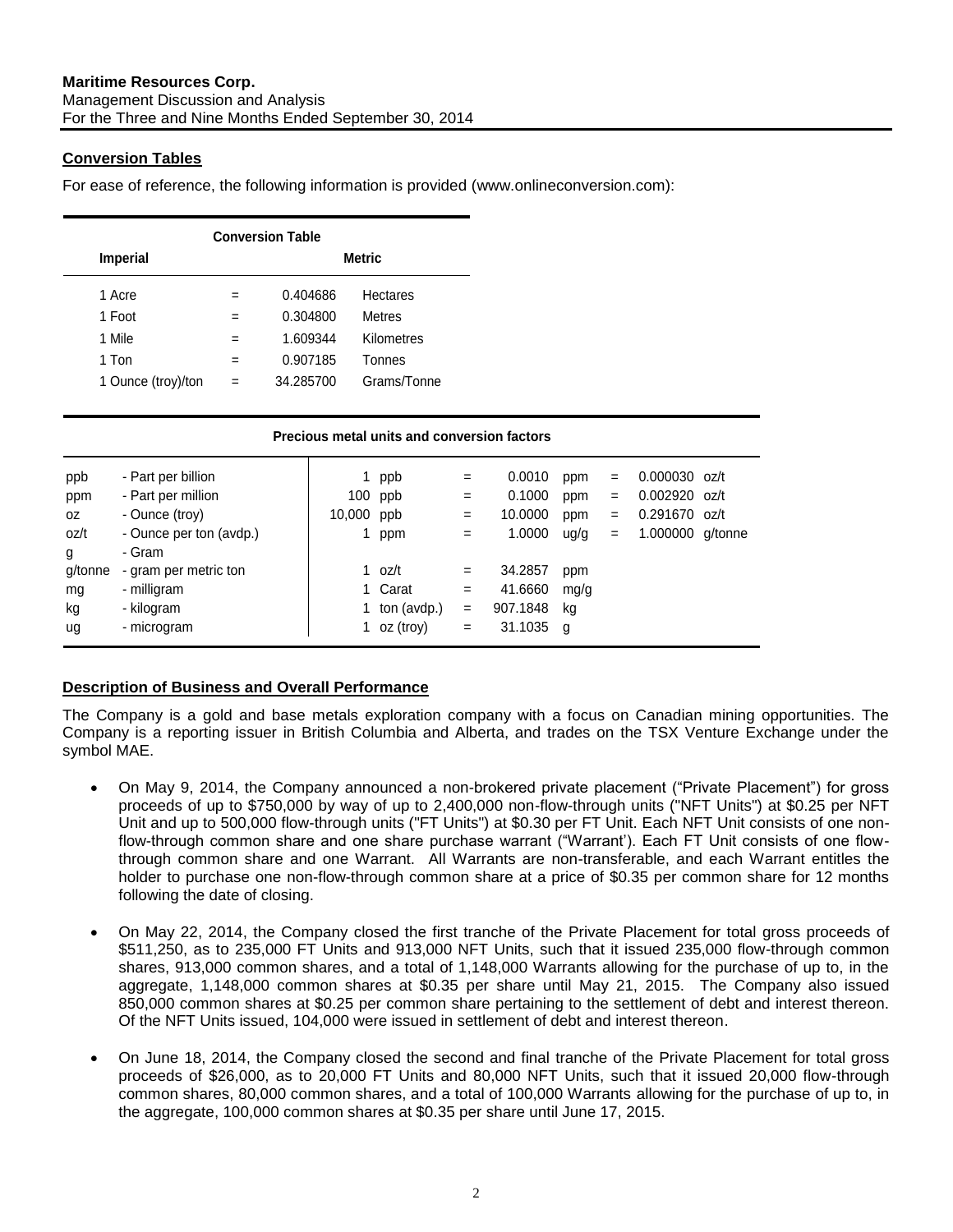## Conversion Tables

For ease of reference, the following information is provided (www.onlineconversion.com):

| Conversion Table | | | |
|---|---|---|---|
| **Imperial** | | **Metric** | |
| 1 Acre | = | 0.404686 | Hectares |
| 1 Foot | = | 0.304800 | Metres |
| 1 Mile | = | 1.609344 | Kilometres |
| 1 Ton | = | 0.907185 | Tonnes |
| 1 Ounce (troy)/ton | = | 34.285700 | Grams/Tonne |

**Precious metal units and conversion factors**

| | | | | | | | | | |
|---|---|---|---|---|---|---|---|---|---|
| ppb | - Part per billion | 1 | ppb | = | 0.0010 | ppm | = | 0.000030 | oz/t |
| ppm | - Part per million | 100 | ppb | = | 0.1000 | ppm | = | 0.002920 | oz/t |
| oz | - Ounce (troy) | 10,000 | ppb | = | 10.0000 | ppm | = | 0.291670 | oz/t |
| oz/t | - Ounce per ton (avdp.) | 1 | ppm | = | 1.0000 | ug/g | = | 1.000000 | g/tonne |
| g | - Gram | | | | | | | | |
| g/tonne | - gram per metric ton | 1 | oz/t | = | 34.2857 | ppm | | | |
| mg | - milligram | 1 | Carat | = | 41.6660 | mg/g | | | |
| kg | - kilogram | 1 | ton (avdp.) | = | 907.1848 | kg | | | |
| ug | - microgram | 1 | oz (troy) | = | 31.1035 | g | | | |

## Description of Business and Overall Performance

The Company is a gold and base metals exploration company with a focus on Canadian mining opportunities. The Company is a reporting issuer in British Columbia and Alberta, and trades on the TSX Venture Exchange under the symbol MAE.

- On May 9, 2014, the Company announced a non-brokered private placement ("Private Placement") for gross proceeds of up to $750,000 by way of up to 2,400,000 non-flow-through units ("NFT Units") at $0.25 per NFT Unit and up to 500,000 flow-through units ("FT Units") at $0.30 per FT Unit. Each NFT Unit consists of one non-flow-through common share and one share purchase warrant ("Warrant'). Each FT Unit consists of one flow-through common share and one Warrant. All Warrants are non-transferable, and each Warrant entitles the holder to purchase one non-flow-through common share at a price of $0.35 per common share for 12 months following the date of closing.
- On May 22, 2014, the Company closed the first tranche of the Private Placement for total gross proceeds of $511,250, as to 235,000 FT Units and 913,000 NFT Units, such that it issued 235,000 flow-through common shares, 913,000 common shares, and a total of 1,148,000 Warrants allowing for the purchase of up to, in the aggregate, 1,148,000 common shares at $0.35 per share until May 21, 2015. The Company also issued 850,000 common shares at $0.25 per common share pertaining to the settlement of debt and interest thereon. Of the NFT Units issued, 104,000 were issued in settlement of debt and interest thereon.
- On June 18, 2014, the Company closed the second and final tranche of the Private Placement for total gross proceeds of $26,000, as to 20,000 FT Units and 80,000 NFT Units, such that it issued 20,000 flow-through common shares, 80,000 common shares, and a total of 100,000 Warrants allowing for the purchase of up to, in the aggregate, 100,000 common shares at $0.35 per share until June 17, 2015.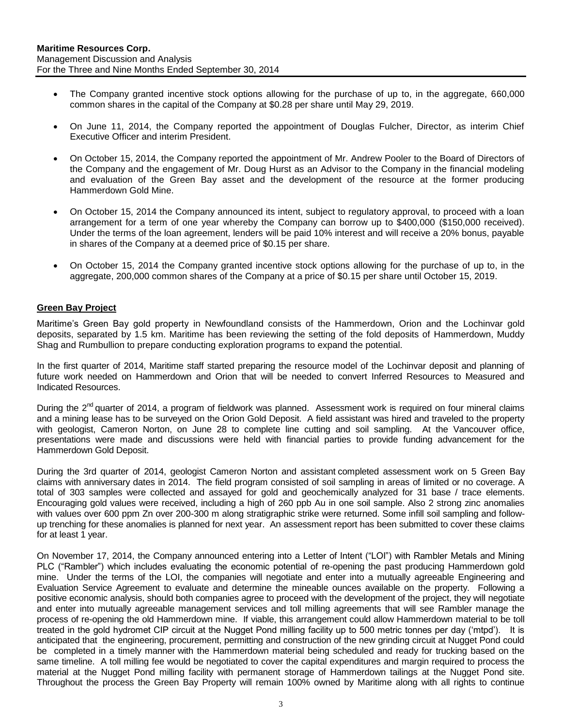- The Company granted incentive stock options allowing for the purchase of up to, in the aggregate, 660,000 common shares in the capital of the Company at $0.28 per share until May 29, 2019.
- On June 11, 2014, the Company reported the appointment of Douglas Fulcher, Director, as interim Chief Executive Officer and interim President.
- On October 15, 2014, the Company reported the appointment of Mr. Andrew Pooler to the Board of Directors of the Company and the engagement of Mr. Doug Hurst as an Advisor to the Company in the financial modeling and evaluation of the Green Bay asset and the development of the resource at the former producing Hammerdown Gold Mine.
- On October 15, 2014 the Company announced its intent, subject to regulatory approval, to proceed with a loan arrangement for a term of one year whereby the Company can borrow up to $400,000 ($150,000 received). Under the terms of the loan agreement, lenders will be paid 10% interest and will receive a 20% bonus, payable in shares of the Company at a deemed price of $0.15 per share.
- On October 15, 2014 the Company granted incentive stock options allowing for the purchase of up to, in the aggregate, 200,000 common shares of the Company at a price of $0.15 per share until October 15, 2019.

## Green Bay Project

Maritime's Green Bay gold property in Newfoundland consists of the Hammerdown, Orion and the Lochinvar gold deposits, separated by 1.5 km. Maritime has been reviewing the setting of the fold deposits of Hammerdown, Muddy Shag and Rumbullion to prepare conducting exploration programs to expand the potential.

In the first quarter of 2014, Maritime staff started preparing the resource model of the Lochinvar deposit and planning of future work needed on Hammerdown and Orion that will be needed to convert Inferred Resources to Measured and Indicated Resources.

During the 2nd quarter of 2014, a program of fieldwork was planned. Assessment work is required on four mineral claims and a mining lease has to be surveyed on the Orion Gold Deposit. A field assistant was hired and traveled to the property with geologist, Cameron Norton, on June 28 to complete line cutting and soil sampling. At the Vancouver office, presentations were made and discussions were held with financial parties to provide funding advancement for the Hammerdown Gold Deposit.

During the 3rd quarter of 2014, geologist Cameron Norton and assistant completed assessment work on 5 Green Bay claims with anniversary dates in 2014. The field program consisted of soil sampling in areas of limited or no coverage. A total of 303 samples were collected and assayed for gold and geochemically analyzed for 31 base / trace elements. Encouraging gold values were received, including a high of 260 ppb Au in one soil sample. Also 2 strong zinc anomalies with values over 600 ppm Zn over 200-300 m along stratigraphic strike were returned. Some infill soil sampling and follow-up trenching for these anomalies is planned for next year. An assessment report has been submitted to cover these claims for at least 1 year.

On November 17, 2014, the Company announced entering into a Letter of Intent ("LOI") with Rambler Metals and Mining PLC ("Rambler") which includes evaluating the economic potential of re-opening the past producing Hammerdown gold mine. Under the terms of the LOI, the companies will negotiate and enter into a mutually agreeable Engineering and Evaluation Service Agreement to evaluate and determine the mineable ounces available on the property. Following a positive economic analysis, should both companies agree to proceed with the development of the project, they will negotiate and enter into mutually agreeable management services and toll milling agreements that will see Rambler manage the process of re-opening the old Hammerdown mine. If viable, this arrangement could allow Hammerdown material to be toll treated in the gold hydromet CIP circuit at the Nugget Pond milling facility up to 500 metric tonnes per day ('mtpd'). It is anticipated that the engineering, procurement, permitting and construction of the new grinding circuit at Nugget Pond could be completed in a timely manner with the Hammerdown material being scheduled and ready for trucking based on the same timeline. A toll milling fee would be negotiated to cover the capital expenditures and margin required to process the material at the Nugget Pond milling facility with permanent storage of Hammerdown tailings at the Nugget Pond site. Throughout the process the Green Bay Property will remain 100% owned by Maritime along with all rights to continue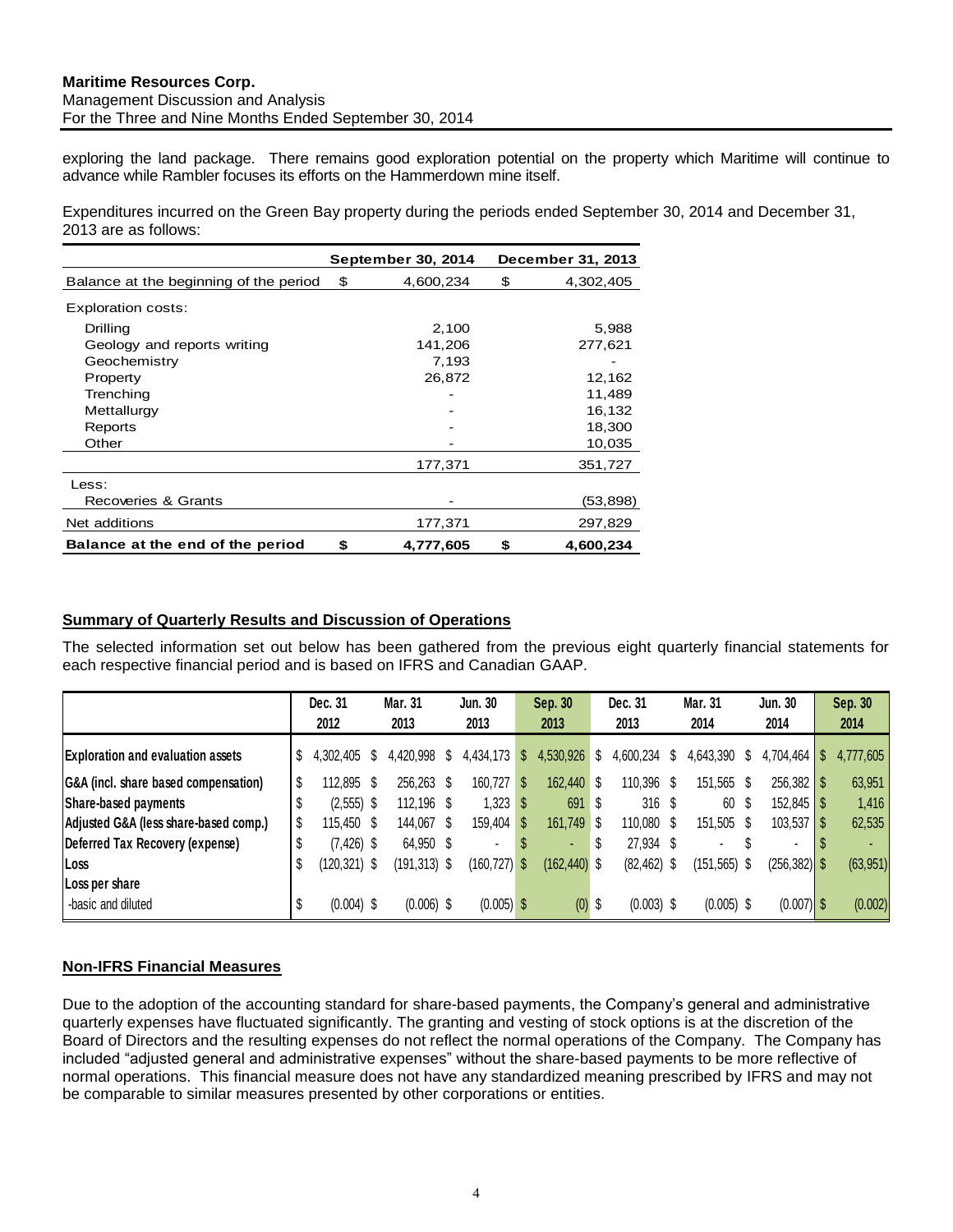exploring the land package. There remains good exploration potential on the property which Maritime will continue to advance while Rambler focuses its efforts on the Hammerdown mine itself.

Expenditures incurred on the Green Bay property during the periods ended September 30, 2014 and December 31, 2013 are as follows:

| | September 30, 2014 | December 31, 2013 |
|---|---|---|
| Balance at the beginning of the period | $ 4,600,234 | $ 4,302,405 |
| Exploration costs: | | |
| Drilling | 2,100 | 5,988 |
| Geology and reports writing | 141,206 | 277,621 |
| Geochemistry | 7,193 | - |
| Property | 26,872 | 12,162 |
| Trenching | - | 11,489 |
| Mettallurgy | - | 16,132 |
| Reports | - | 18,300 |
| Other | - | 10,035 |
| | 177,371 | 351,727 |
| Less: | | |
| Recoveries & Grants | - | (53,898) |
| Net additions | 177,371 | 297,829 |
| **Balance at the end of the period** | **$ 4,777,605** | **$ 4,600,234** |

## Summary of Quarterly Results and Discussion of Operations

The selected information set out below has been gathered from the previous eight quarterly financial statements for each respective financial period and is based on IFRS and Canadian GAAP.

| | Dec. 31 2012 | Mar. 31 2013 | Jun. 30 2013 | Sep. 30 2013 | Dec. 31 2013 | Mar. 31 2014 | Jun. 30 2014 | Sep. 30 2014 |
|---|---|---|---|---|---|---|---|---|
| **Exploration and evaluation assets** | $ 4,302,405 | $ 4,420,998 | $ 4,434,173 | $ 4,530,926 | $ 4,600,234 | $ 4,643,390 | $ 4,704,464 | $ 4,777,605 |
| **G&A (incl. share based compensation)** | $ 112,895 | $ 256,263 | $ 160,727 | $ 162,440 | $ 110,396 | $ 151,565 | $ 256,382 | $ 63,951 |
| **Share-based payments** | $ (2,555) | $ 112,196 | $ 1,323 | $ 691 | $ 316 | $ 60 | $ 152,845 | $ 1,416 |
| **Adjusted G&A (less share-based comp.)** | $ 115,450 | $ 144,067 | $ 159,404 | $ 161,749 | $ 110,080 | $ 151,505 | $ 103,537 | $ 62,535 |
| **Deferred Tax Recovery (expense)** | $ (7,426) | $ 64,950 | $ - | $ - | $ 27,934 | $ - | $ - | $ - |
| **Loss** | $ (120,321) | $ (191,313) | $ (160,727) | $ (162,440) | $ (82,462) | $ (151,565) | $ (256,382) | $ (63,951) |
| **Loss per share** | | | | | | | | |
| -basic and diluted | $ (0.004) | $ (0.006) | $ (0.005) | $ (0) | $ (0.003) | $ (0.005) | $ (0.007) | $ (0.002) |

## Non-IFRS Financial Measures

Due to the adoption of the accounting standard for share-based payments, the Company's general and administrative quarterly expenses have fluctuated significantly. The granting and vesting of stock options is at the discretion of the Board of Directors and the resulting expenses do not reflect the normal operations of the Company. The Company has included "adjusted general and administrative expenses" without the share-based payments to be more reflective of normal operations. This financial measure does not have any standardized meaning prescribed by IFRS and may not be comparable to similar measures presented by other corporations or entities.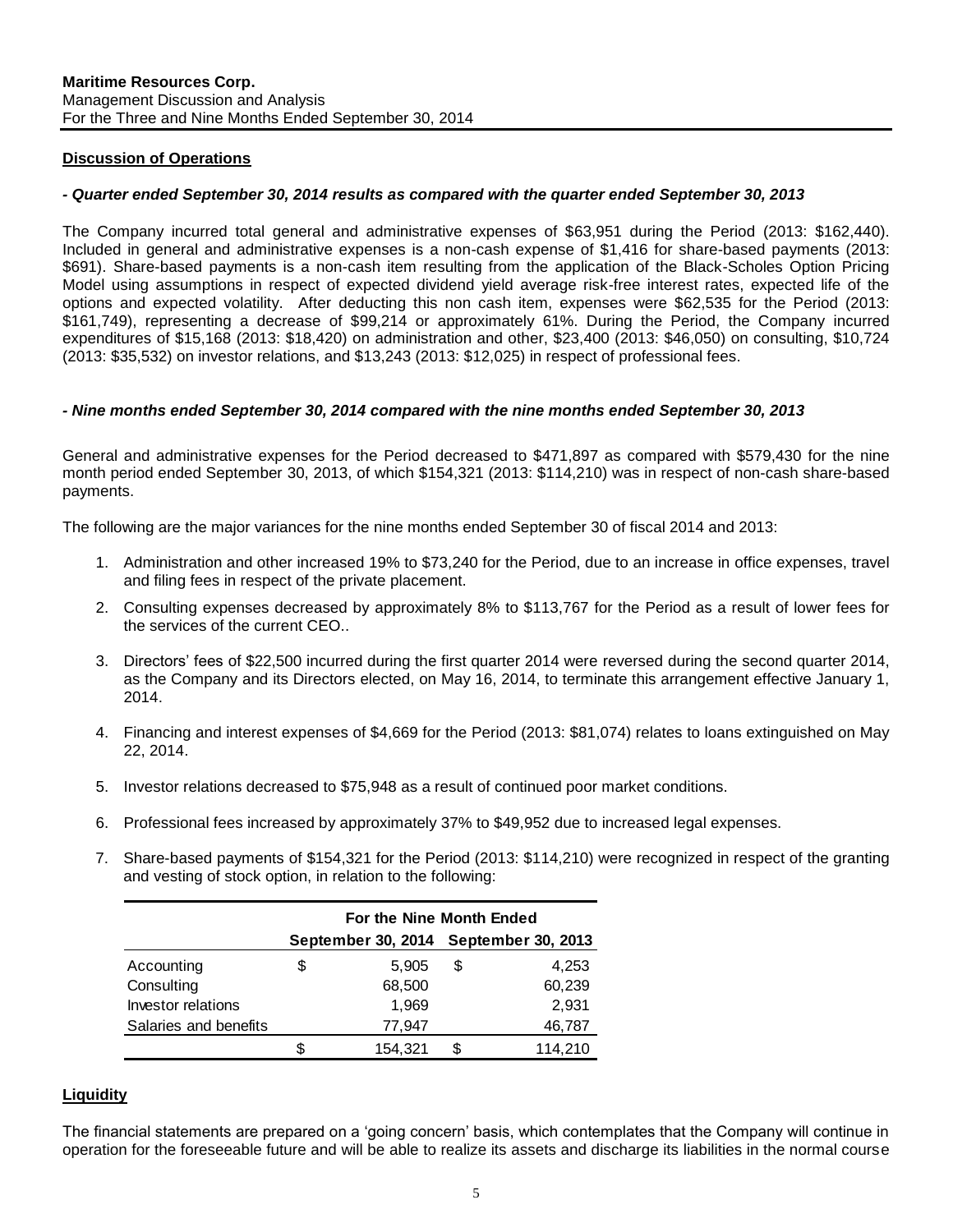**Discussion of Operations**

***- Quarter ended September 30, 2014 results as compared with the quarter ended September 30, 2013***

The Company incurred total general and administrative expenses of $63,951 during the Period (2013: $162,440). Included in general and administrative expenses is a non-cash expense of $1,416 for share-based payments (2013: $691). Share-based payments is a non-cash item resulting from the application of the Black-Scholes Option Pricing Model using assumptions in respect of expected dividend yield average risk-free interest rates, expected life of the options and expected volatility. After deducting this non cash item, expenses were $62,535 for the Period (2013: $161,749), representing a decrease of $99,214 or approximately 61%. During the Period, the Company incurred expenditures of $15,168 (2013: $18,420) on administration and other, $23,400 (2013: $46,050) on consulting, $10,724 (2013: $35,532) on investor relations, and $13,243 (2013: $12,025) in respect of professional fees.

***- Nine months ended September 30, 2014 compared with the nine months ended September 30, 2013***

General and administrative expenses for the Period decreased to $471,897 as compared with $579,430 for the nine month period ended September 30, 2013, of which $154,321 (2013: $114,210) was in respect of non-cash share-based payments.

The following are the major variances for the nine months ended September 30 of fiscal 2014 and 2013:

1. Administration and other increased 19% to $73,240 for the Period, due to an increase in office expenses, travel and filing fees in respect of the private placement.
2. Consulting expenses decreased by approximately 8% to $113,767 for the Period as a result of lower fees for the services of the current CEO..
3. Directors' fees of $22,500 incurred during the first quarter 2014 were reversed during the second quarter 2014, as the Company and its Directors elected, on May 16, 2014, to terminate this arrangement effective January 1, 2014.
4. Financing and interest expenses of $4,669 for the Period (2013: $81,074) relates to loans extinguished on May 22, 2014.
5. Investor relations decreased to $75,948 as a result of continued poor market conditions.
6. Professional fees increased by approximately 37% to $49,952 due to increased legal expenses.
7. Share-based payments of $154,321 for the Period (2013: $114,210) were recognized in respect of the granting and vesting of stock option, in relation to the following:

| | For the Nine Month Ended | |
|---|---|---|
| | September 30, 2014 | September 30, 2013 |
| Accounting | $ 5,905 | $ 4,253 |
| Consulting | 68,500 | 60,239 |
| Investor relations | 1,969 | 2,931 |
| Salaries and benefits | 77,947 | 46,787 |
| | $ 154,321 | $ 114,210 |

**Liquidity**

The financial statements are prepared on a 'going concern' basis, which contemplates that the Company will continue in operation for the foreseeable future and will be able to realize its assets and discharge its liabilities in the normal course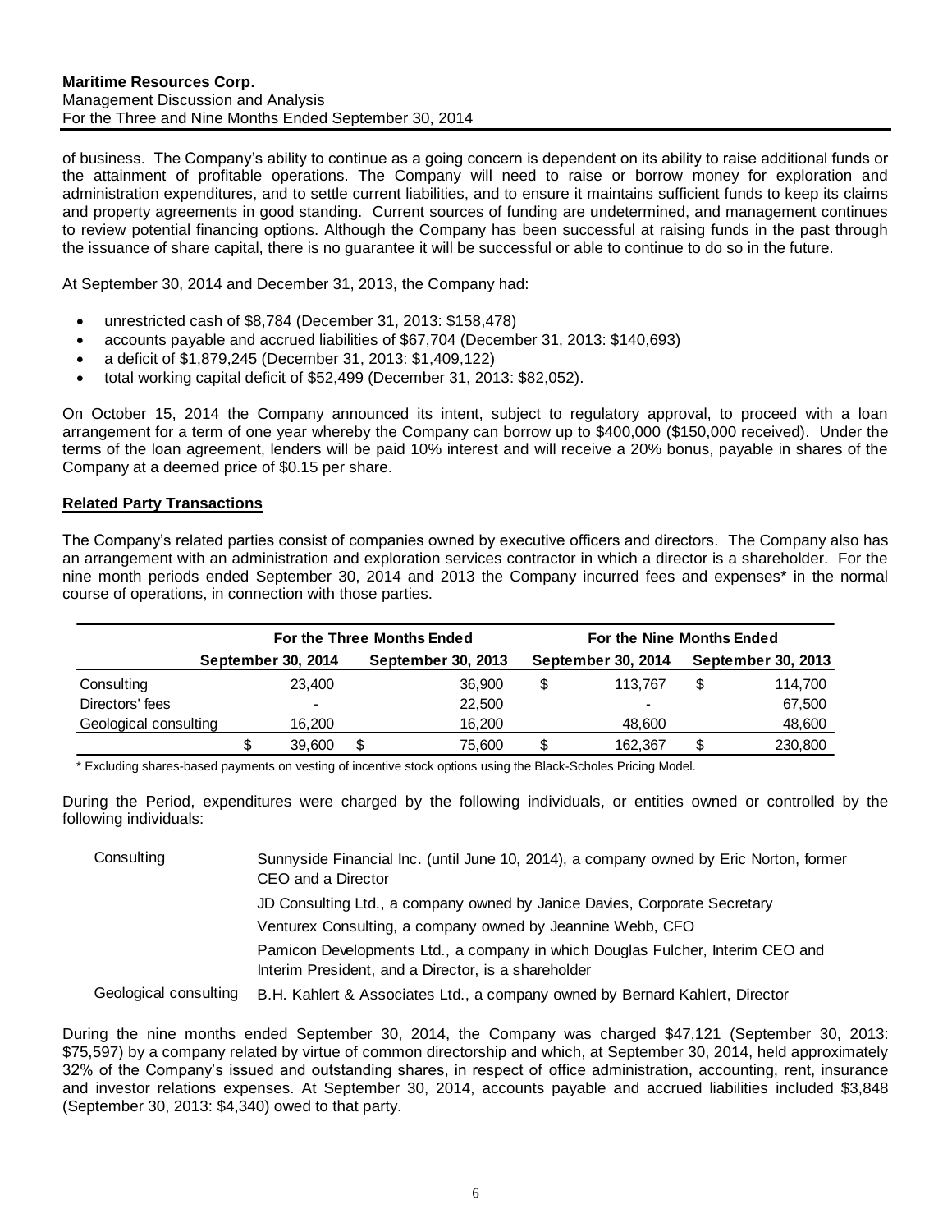of business. The Company's ability to continue as a going concern is dependent on its ability to raise additional funds or the attainment of profitable operations. The Company will need to raise or borrow money for exploration and administration expenditures, and to settle current liabilities, and to ensure it maintains sufficient funds to keep its claims and property agreements in good standing. Current sources of funding are undetermined, and management continues to review potential financing options. Although the Company has been successful at raising funds in the past through the issuance of share capital, there is no guarantee it will be successful or able to continue to do so in the future.

At September 30, 2014 and December 31, 2013, the Company had:

- unrestricted cash of $8,784 (December 31, 2013: $158,478)
- accounts payable and accrued liabilities of $67,704 (December 31, 2013: $140,693)
- a deficit of $1,879,245 (December 31, 2013: $1,409,122)
- total working capital deficit of $52,499 (December 31, 2013: $82,052).

On October 15, 2014 the Company announced its intent, subject to regulatory approval, to proceed with a loan arrangement for a term of one year whereby the Company can borrow up to $400,000 ($150,000 received). Under the terms of the loan agreement, lenders will be paid 10% interest and will receive a 20% bonus, payable in shares of the Company at a deemed price of $0.15 per share.

## Related Party Transactions

The Company's related parties consist of companies owned by executive officers and directors. The Company also has an arrangement with an administration and exploration services contractor in which a director is a shareholder. For the nine month periods ended September 30, 2014 and 2013 the Company incurred fees and expenses* in the normal course of operations, in connection with those parties.

| | For the Three Months Ended | | For the Nine Months Ended | |
|---|---|---|---|---|
| | September 30, 2014 | September 30, 2013 | September 30, 2014 | September 30, 2013 |
| Consulting | 23,400 | 36,900 | $ 113,767 | $ 114,700 |
| Directors' fees | - | 22,500 | - | 67,500 |
| Geological consulting | 16,200 | 16,200 | 48,600 | 48,600 |
| | $ 39,600 | $ 75,600 | $ 162,367 | $ 230,800 |

\* Excluding shares-based payments on vesting of incentive stock options using the Black-Scholes Pricing Model.

During the Period, expenditures were charged by the following individuals, or entities owned or controlled by the following individuals:

| | |
|---|---|
| Consulting | Sunnyside Financial Inc. (until June 10, 2014), a company owned by Eric Norton, former CEO and a Director |
| | JD Consulting Ltd., a company owned by Janice Davies, Corporate Secretary |
| | Venturex Consulting, a company owned by Jeannine Webb, CFO |
| | Pamicon Developments Ltd., a company in which Douglas Fulcher, Interim CEO and Interim President, and a Director, is a shareholder |
| Geological consulting | B.H. Kahlert & Associates Ltd., a company owned by Bernard Kahlert, Director |

During the nine months ended September 30, 2014, the Company was charged $47,121 (September 30, 2013: $75,597) by a company related by virtue of common directorship and which, at September 30, 2014, held approximately 32% of the Company's issued and outstanding shares, in respect of office administration, accounting, rent, insurance and investor relations expenses. At September 30, 2014, accounts payable and accrued liabilities included $3,848 (September 30, 2013: $4,340) owed to that party.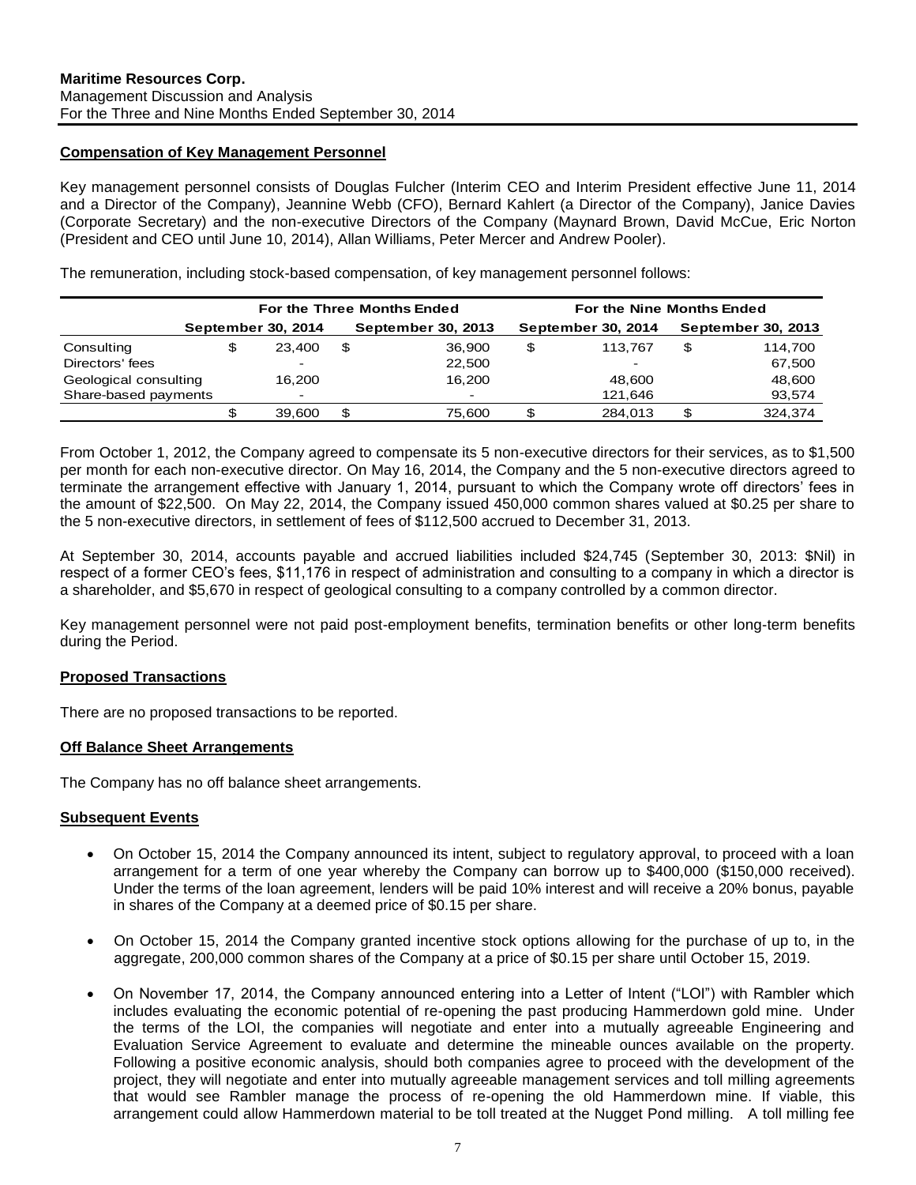## Compensation of Key Management Personnel

Key management personnel consists of Douglas Fulcher (Interim CEO and Interim President effective June 11, 2014 and a Director of the Company), Jeannine Webb (CFO), Bernard Kahlert (a Director of the Company), Janice Davies (Corporate Secretary) and the non-executive Directors of the Company (Maynard Brown, David McCue, Eric Norton (President and CEO until June 10, 2014), Allan Williams, Peter Mercer and Andrew Pooler).

The remuneration, including stock-based compensation, of key management personnel follows:

| | For the Three Months Ended | | For the Nine Months Ended | |
|---|---|---|---|---|
| | September 30, 2014 | September 30, 2013 | September 30, 2014 | September 30, 2013 |
| Consulting | $ 23,400 | $ 36,900 | $ 113,767 | $ 114,700 |
| Directors' fees | - | 22,500 | - | 67,500 |
| Geological consulting | 16,200 | 16,200 | 48,600 | 48,600 |
| Share-based payments | - | - | 121,646 | 93,574 |
| | $ 39,600 | $ 75,600 | $ 284,013 | $ 324,374 |

From October 1, 2012, the Company agreed to compensate its 5 non-executive directors for their services, as to $1,500 per month for each non-executive director. On May 16, 2014, the Company and the 5 non-executive directors agreed to terminate the arrangement effective with January 1, 2014, pursuant to which the Company wrote off directors' fees in the amount of $22,500. On May 22, 2014, the Company issued 450,000 common shares valued at $0.25 per share to the 5 non-executive directors, in settlement of fees of $112,500 accrued to December 31, 2013.

At September 30, 2014, accounts payable and accrued liabilities included $24,745 (September 30, 2013: $Nil) in respect of a former CEO's fees, $11,176 in respect of administration and consulting to a company in which a director is a shareholder, and $5,670 in respect of geological consulting to a company controlled by a common director.

Key management personnel were not paid post-employment benefits, termination benefits or other long-term benefits during the Period.

## Proposed Transactions

There are no proposed transactions to be reported.

## Off Balance Sheet Arrangements

The Company has no off balance sheet arrangements.

## Subsequent Events

- On October 15, 2014 the Company announced its intent, subject to regulatory approval, to proceed with a loan arrangement for a term of one year whereby the Company can borrow up to $400,000 ($150,000 received). Under the terms of the loan agreement, lenders will be paid 10% interest and will receive a 20% bonus, payable in shares of the Company at a deemed price of $0.15 per share.
- On October 15, 2014 the Company granted incentive stock options allowing for the purchase of up to, in the aggregate, 200,000 common shares of the Company at a price of $0.15 per share until October 15, 2019.
- On November 17, 2014, the Company announced entering into a Letter of Intent ("LOI") with Rambler which includes evaluating the economic potential of re-opening the past producing Hammerdown gold mine. Under the terms of the LOI, the companies will negotiate and enter into a mutually agreeable Engineering and Evaluation Service Agreement to evaluate and determine the mineable ounces available on the property. Following a positive economic analysis, should both companies agree to proceed with the development of the project, they will negotiate and enter into mutually agreeable management services and toll milling agreements that would see Rambler manage the process of re-opening the old Hammerdown mine. If viable, this arrangement could allow Hammerdown material to be toll treated at the Nugget Pond milling. A toll milling fee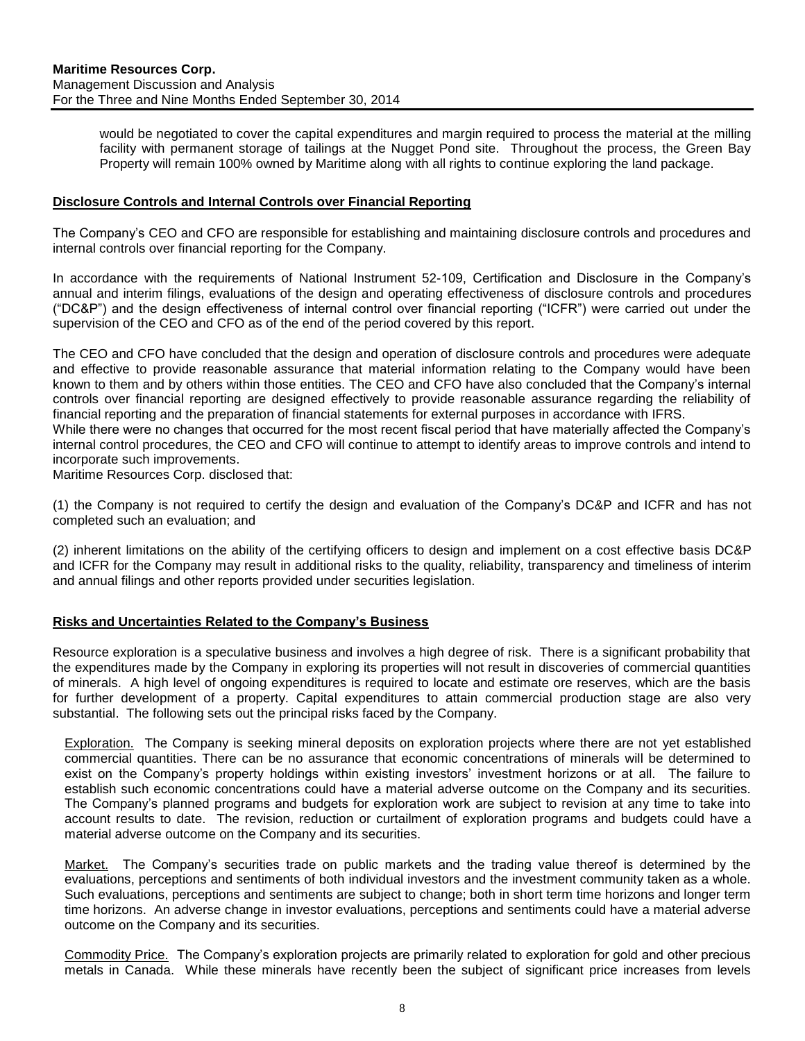would be negotiated to cover the capital expenditures and margin required to process the material at the milling facility with permanent storage of tailings at the Nugget Pond site. Throughout the process, the Green Bay Property will remain 100% owned by Maritime along with all rights to continue exploring the land package.

## Disclosure Controls and Internal Controls over Financial Reporting

The Company's CEO and CFO are responsible for establishing and maintaining disclosure controls and procedures and internal controls over financial reporting for the Company.

In accordance with the requirements of National Instrument 52-109, Certification and Disclosure in the Company's annual and interim filings, evaluations of the design and operating effectiveness of disclosure controls and procedures ("DC&P") and the design effectiveness of internal control over financial reporting ("ICFR") were carried out under the supervision of the CEO and CFO as of the end of the period covered by this report.

The CEO and CFO have concluded that the design and operation of disclosure controls and procedures were adequate and effective to provide reasonable assurance that material information relating to the Company would have been known to them and by others within those entities. The CEO and CFO have also concluded that the Company's internal controls over financial reporting are designed effectively to provide reasonable assurance regarding the reliability of financial reporting and the preparation of financial statements for external purposes in accordance with IFRS.

While there were no changes that occurred for the most recent fiscal period that have materially affected the Company's internal control procedures, the CEO and CFO will continue to attempt to identify areas to improve controls and intend to incorporate such improvements.

Maritime Resources Corp. disclosed that:

(1) the Company is not required to certify the design and evaluation of the Company's DC&P and ICFR and has not completed such an evaluation; and

(2) inherent limitations on the ability of the certifying officers to design and implement on a cost effective basis DC&P and ICFR for the Company may result in additional risks to the quality, reliability, transparency and timeliness of interim and annual filings and other reports provided under securities legislation.

## Risks and Uncertainties Related to the Company's Business

Resource exploration is a speculative business and involves a high degree of risk. There is a significant probability that the expenditures made by the Company in exploring its properties will not result in discoveries of commercial quantities of minerals. A high level of ongoing expenditures is required to locate and estimate ore reserves, which are the basis for further development of a property. Capital expenditures to attain commercial production stage are also very substantial. The following sets out the principal risks faced by the Company.

Exploration. The Company is seeking mineral deposits on exploration projects where there are not yet established commercial quantities. There can be no assurance that economic concentrations of minerals will be determined to exist on the Company's property holdings within existing investors' investment horizons or at all. The failure to establish such economic concentrations could have a material adverse outcome on the Company and its securities. The Company's planned programs and budgets for exploration work are subject to revision at any time to take into account results to date. The revision, reduction or curtailment of exploration programs and budgets could have a material adverse outcome on the Company and its securities.

Market. The Company's securities trade on public markets and the trading value thereof is determined by the evaluations, perceptions and sentiments of both individual investors and the investment community taken as a whole. Such evaluations, perceptions and sentiments are subject to change; both in short term time horizons and longer term time horizons. An adverse change in investor evaluations, perceptions and sentiments could have a material adverse outcome on the Company and its securities.

Commodity Price. The Company's exploration projects are primarily related to exploration for gold and other precious metals in Canada. While these minerals have recently been the subject of significant price increases from levels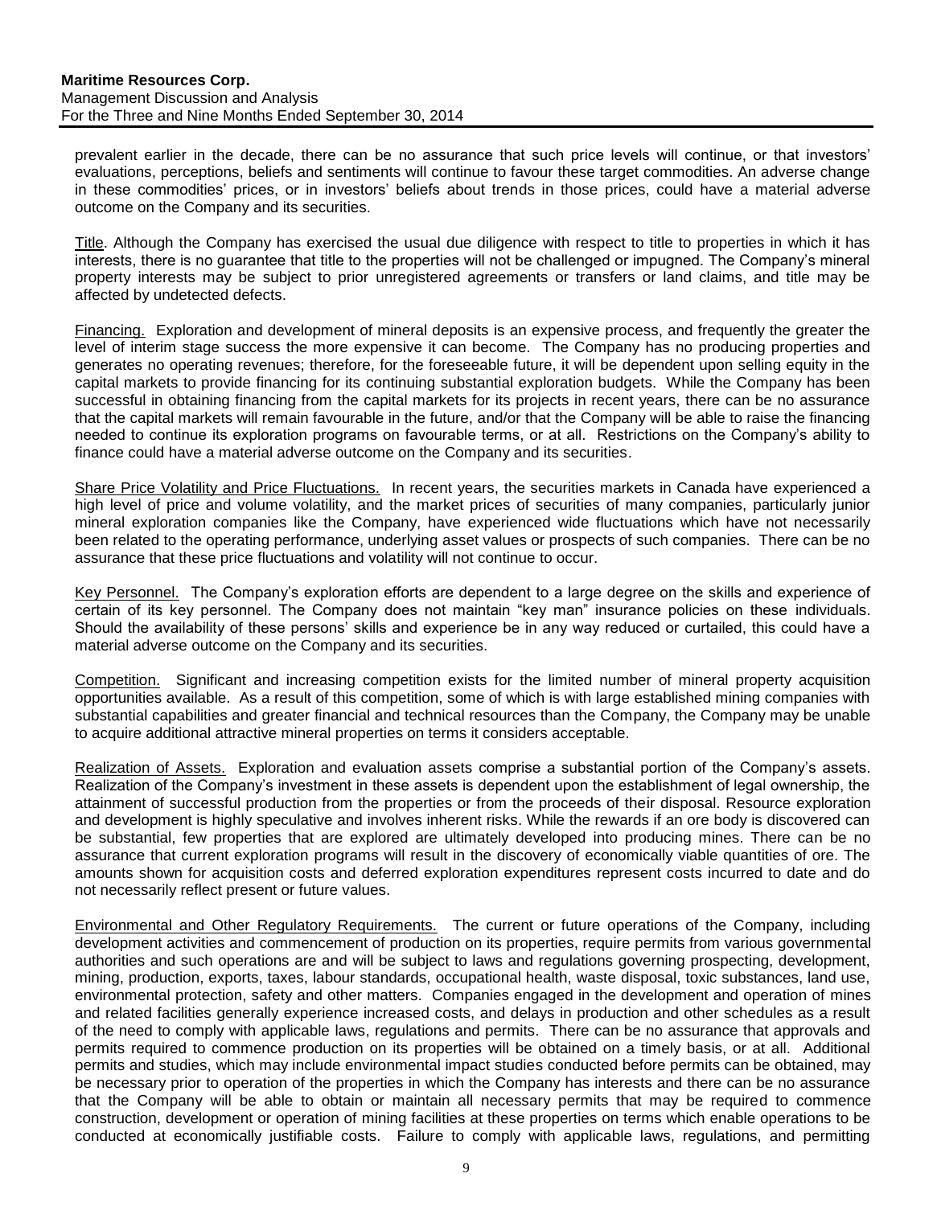prevalent earlier in the decade, there can be no assurance that such price levels will continue, or that investors' evaluations, perceptions, beliefs and sentiments will continue to favour these target commodities. An adverse change in these commodities' prices, or in investors' beliefs about trends in those prices, could have a material adverse outcome on the Company and its securities.

Title. Although the Company has exercised the usual due diligence with respect to title to properties in which it has interests, there is no guarantee that title to the properties will not be challenged or impugned. The Company's mineral property interests may be subject to prior unregistered agreements or transfers or land claims, and title may be affected by undetected defects.

Financing. Exploration and development of mineral deposits is an expensive process, and frequently the greater the level of interim stage success the more expensive it can become. The Company has no producing properties and generates no operating revenues; therefore, for the foreseeable future, it will be dependent upon selling equity in the capital markets to provide financing for its continuing substantial exploration budgets. While the Company has been successful in obtaining financing from the capital markets for its projects in recent years, there can be no assurance that the capital markets will remain favourable in the future, and/or that the Company will be able to raise the financing needed to continue its exploration programs on favourable terms, or at all. Restrictions on the Company's ability to finance could have a material adverse outcome on the Company and its securities.

Share Price Volatility and Price Fluctuations. In recent years, the securities markets in Canada have experienced a high level of price and volume volatility, and the market prices of securities of many companies, particularly junior mineral exploration companies like the Company, have experienced wide fluctuations which have not necessarily been related to the operating performance, underlying asset values or prospects of such companies. There can be no assurance that these price fluctuations and volatility will not continue to occur.

Key Personnel. The Company's exploration efforts are dependent to a large degree on the skills and experience of certain of its key personnel. The Company does not maintain "key man" insurance policies on these individuals. Should the availability of these persons' skills and experience be in any way reduced or curtailed, this could have a material adverse outcome on the Company and its securities.

Competition. Significant and increasing competition exists for the limited number of mineral property acquisition opportunities available. As a result of this competition, some of which is with large established mining companies with substantial capabilities and greater financial and technical resources than the Company, the Company may be unable to acquire additional attractive mineral properties on terms it considers acceptable.

Realization of Assets. Exploration and evaluation assets comprise a substantial portion of the Company's assets. Realization of the Company's investment in these assets is dependent upon the establishment of legal ownership, the attainment of successful production from the properties or from the proceeds of their disposal. Resource exploration and development is highly speculative and involves inherent risks. While the rewards if an ore body is discovered can be substantial, few properties that are explored are ultimately developed into producing mines. There can be no assurance that current exploration programs will result in the discovery of economically viable quantities of ore. The amounts shown for acquisition costs and deferred exploration expenditures represent costs incurred to date and do not necessarily reflect present or future values.

Environmental and Other Regulatory Requirements. The current or future operations of the Company, including development activities and commencement of production on its properties, require permits from various governmental authorities and such operations are and will be subject to laws and regulations governing prospecting, development, mining, production, exports, taxes, labour standards, occupational health, waste disposal, toxic substances, land use, environmental protection, safety and other matters. Companies engaged in the development and operation of mines and related facilities generally experience increased costs, and delays in production and other schedules as a result of the need to comply with applicable laws, regulations and permits. There can be no assurance that approvals and permits required to commence production on its properties will be obtained on a timely basis, or at all. Additional permits and studies, which may include environmental impact studies conducted before permits can be obtained, may be necessary prior to operation of the properties in which the Company has interests and there can be no assurance that the Company will be able to obtain or maintain all necessary permits that may be required to commence construction, development or operation of mining facilities at these properties on terms which enable operations to be conducted at economically justifiable costs. Failure to comply with applicable laws, regulations, and permitting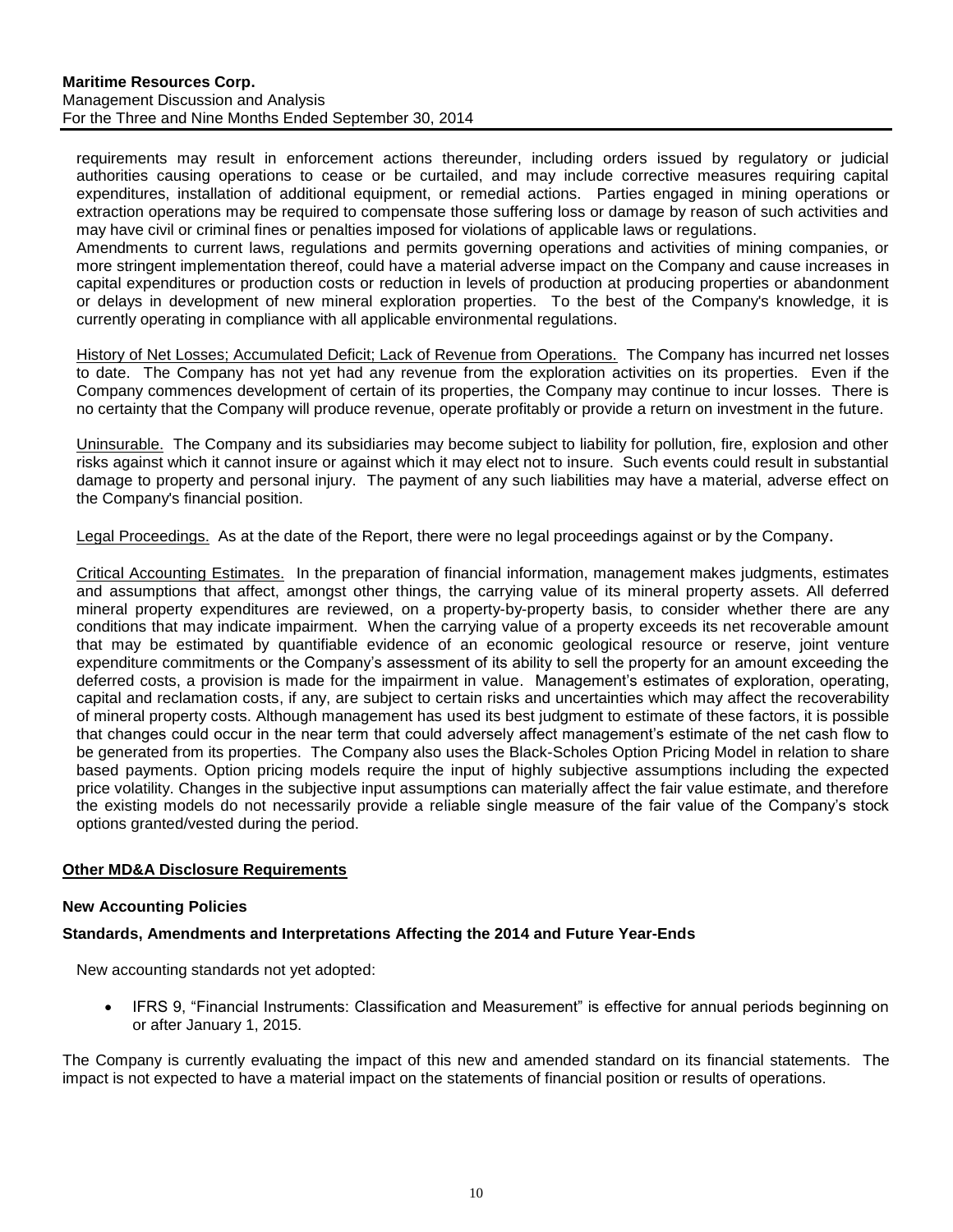requirements may result in enforcement actions thereunder, including orders issued by regulatory or judicial authorities causing operations to cease or be curtailed, and may include corrective measures requiring capital expenditures, installation of additional equipment, or remedial actions. Parties engaged in mining operations or extraction operations may be required to compensate those suffering loss or damage by reason of such activities and may have civil or criminal fines or penalties imposed for violations of applicable laws or regulations.
Amendments to current laws, regulations and permits governing operations and activities of mining companies, or more stringent implementation thereof, could have a material adverse impact on the Company and cause increases in capital expenditures or production costs or reduction in levels of production at producing properties or abandonment or delays in development of new mineral exploration properties. To the best of the Company's knowledge, it is currently operating in compliance with all applicable environmental regulations.

History of Net Losses; Accumulated Deficit; Lack of Revenue from Operations. The Company has incurred net losses to date. The Company has not yet had any revenue from the exploration activities on its properties. Even if the Company commences development of certain of its properties, the Company may continue to incur losses. There is no certainty that the Company will produce revenue, operate profitably or provide a return on investment in the future.

Uninsurable. The Company and its subsidiaries may become subject to liability for pollution, fire, explosion and other risks against which it cannot insure or against which it may elect not to insure. Such events could result in substantial damage to property and personal injury. The payment of any such liabilities may have a material, adverse effect on the Company's financial position.

Legal Proceedings. As at the date of the Report, there were no legal proceedings against or by the Company.

Critical Accounting Estimates. In the preparation of financial information, management makes judgments, estimates and assumptions that affect, amongst other things, the carrying value of its mineral property assets. All deferred mineral property expenditures are reviewed, on a property-by-property basis, to consider whether there are any conditions that may indicate impairment. When the carrying value of a property exceeds its net recoverable amount that may be estimated by quantifiable evidence of an economic geological resource or reserve, joint venture expenditure commitments or the Company's assessment of its ability to sell the property for an amount exceeding the deferred costs, a provision is made for the impairment in value. Management's estimates of exploration, operating, capital and reclamation costs, if any, are subject to certain risks and uncertainties which may affect the recoverability of mineral property costs. Although management has used its best judgment to estimate of these factors, it is possible that changes could occur in the near term that could adversely affect management's estimate of the net cash flow to be generated from its properties. The Company also uses the Black-Scholes Option Pricing Model in relation to share based payments. Option pricing models require the input of highly subjective assumptions including the expected price volatility. Changes in the subjective input assumptions can materially affect the fair value estimate, and therefore the existing models do not necessarily provide a reliable single measure of the fair value of the Company's stock options granted/vested during the period.

## Other MD&A Disclosure Requirements

### New Accounting Policies

### Standards, Amendments and Interpretations Affecting the 2014 and Future Year-Ends

New accounting standards not yet adopted:

- IFRS 9, "Financial Instruments: Classification and Measurement" is effective for annual periods beginning on or after January 1, 2015.

The Company is currently evaluating the impact of this new and amended standard on its financial statements. The impact is not expected to have a material impact on the statements of financial position or results of operations.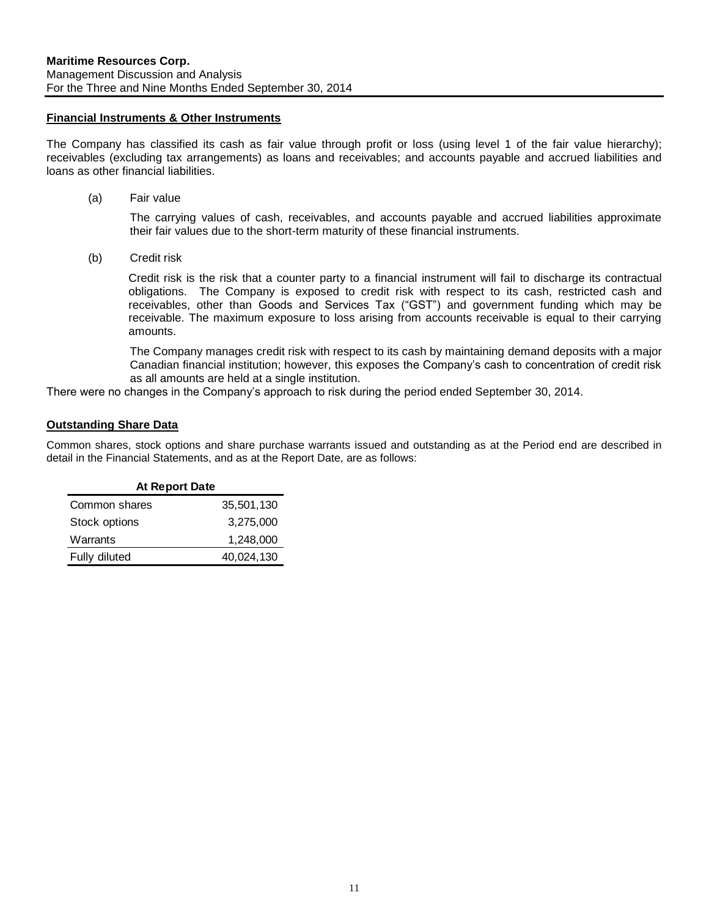## Financial Instruments & Other Instruments

The Company has classified its cash as fair value through profit or loss (using level 1 of the fair value hierarchy); receivables (excluding tax arrangements) as loans and receivables; and accounts payable and accrued liabilities and loans as other financial liabilities.

(a) Fair value

The carrying values of cash, receivables, and accounts payable and accrued liabilities approximate their fair values due to the short-term maturity of these financial instruments.

(b) Credit risk

Credit risk is the risk that a counter party to a financial instrument will fail to discharge its contractual obligations. The Company is exposed to credit risk with respect to its cash, restricted cash and receivables, other than Goods and Services Tax ("GST") and government funding which may be receivable. The maximum exposure to loss arising from accounts receivable is equal to their carrying amounts.

The Company manages credit risk with respect to its cash by maintaining demand deposits with a major Canadian financial institution; however, this exposes the Company's cash to concentration of credit risk as all amounts are held at a single institution.

There were no changes in the Company's approach to risk during the period ended September 30, 2014.

## Outstanding Share Data

Common shares, stock options and share purchase warrants issued and outstanding as at the Period end are described in detail in the Financial Statements, and as at the Report Date, are as follows:

| At Report Date | |
|---|---|
| Common shares | 35,501,130 |
| Stock options | 3,275,000 |
| Warrants | 1,248,000 |
| Fully diluted | 40,024,130 |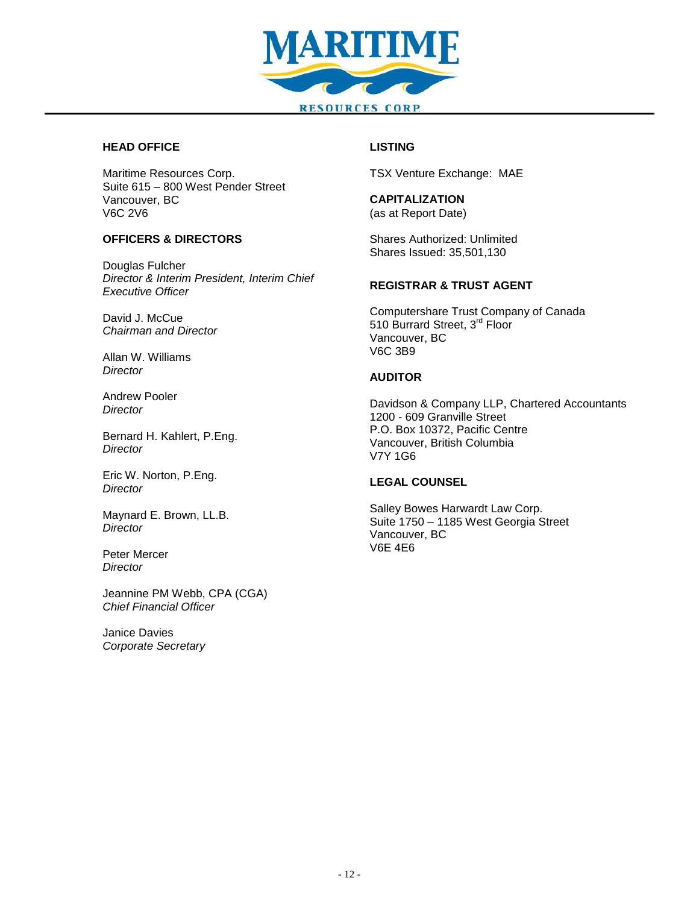**HEAD OFFICE**

Maritime Resources Corp.
Suite 615 – 800 West Pender Street
Vancouver, BC
V6C 2V6

**OFFICERS & DIRECTORS**

Douglas Fulcher
*Director & Interim President, Interim Chief Executive Officer*

David J. McCue
*Chairman and Director*

Allan W. Williams
*Director*

Andrew Pooler
*Director*

Bernard H. Kahlert, P.Eng.
*Director*

Eric W. Norton, P.Eng.
*Director*

Maynard E. Brown, LL.B.
*Director*

Peter Mercer
*Director*

Jeannine PM Webb, CPA (CGA)
*Chief Financial Officer*

Janice Davies
*Corporate Secretary*

**LISTING**

TSX Venture Exchange: MAE

**CAPITALIZATION**
(as at Report Date)

Shares Authorized: Unlimited
Shares Issued: 35,501,130

**REGISTRAR & TRUST AGENT**

Computershare Trust Company of Canada
510 Burrard Street, 3rd Floor
Vancouver, BC
V6C 3B9

**AUDITOR**

Davidson & Company LLP, Chartered Accountants
1200 - 609 Granville Street
P.O. Box 10372, Pacific Centre
Vancouver, British Columbia
V7Y 1G6

**LEGAL COUNSEL**

Salley Bowes Harwardt Law Corp.
Suite 1750 – 1185 West Georgia Street
Vancouver, BC
V6E 4E6